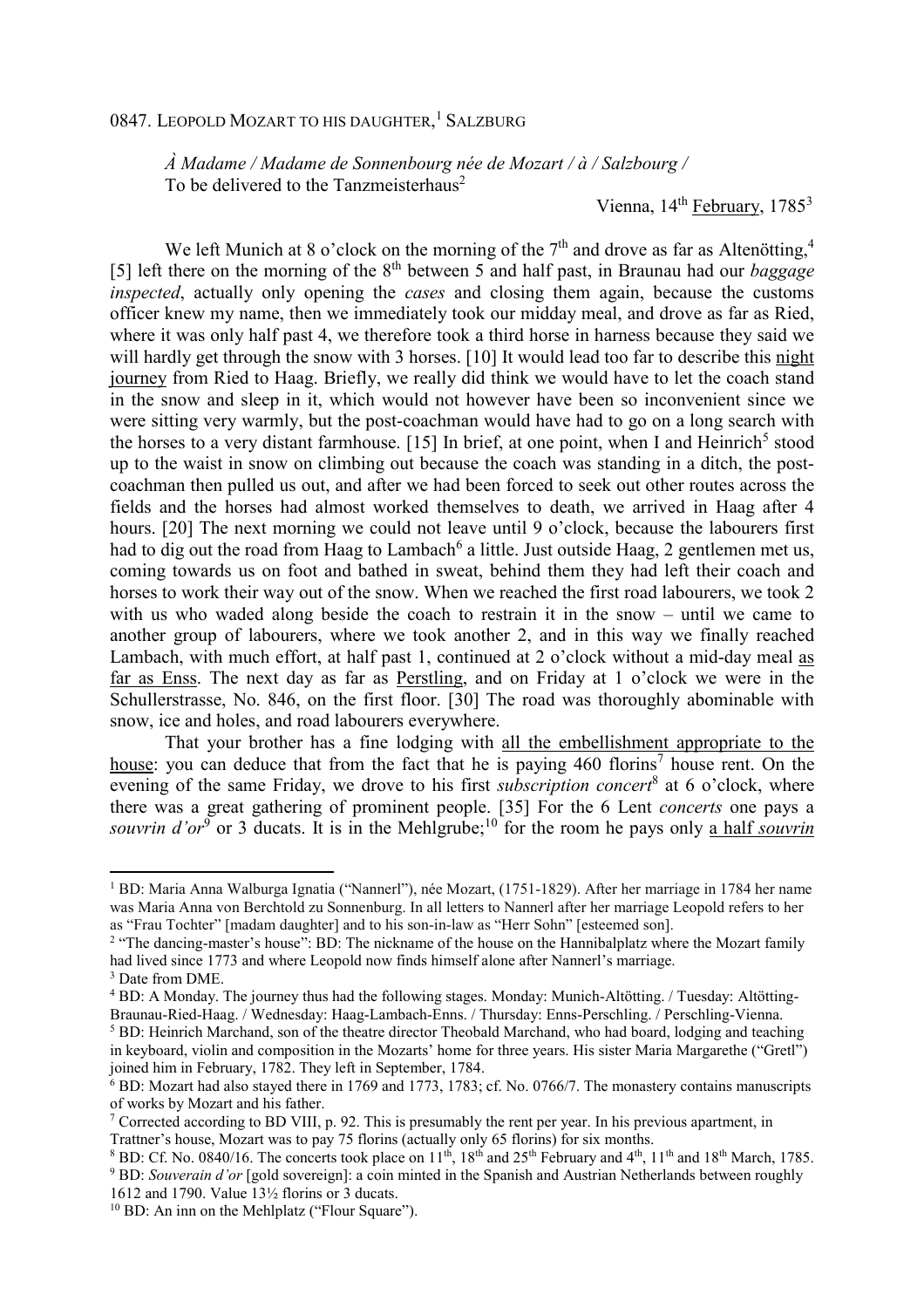0847. LEOPOLD MOZART TO HIS DAUGHTER,[1] SALZBURG

*À Madame / Madame de Sonnenbourg née de Mozart / à / Salzbourg /*
To be delivered to the Tanzmeisterhaus[2]

Vienna, 14th February, 1785[3]

We left Munich at 8 o'clock on the morning of the 7th and drove as far as Altenötting,[4] [5] left there on the morning of the 8th between 5 and half past, in Braunau had our *baggage inspected*, actually only opening the *cases* and closing them again, because the customs officer knew my name, then we immediately took our midday meal, and drove as far as Ried, where it was only half past 4, we therefore took a third horse in harness because they said we will hardly get through the snow with 3 horses. [10] It would lead too far to describe this night journey from Ried to Haag. Briefly, we really did think we would have to let the coach stand in the snow and sleep in it, which would not however have been so inconvenient since we were sitting very warmly, but the post-coachman would have had to go on a long search with the horses to a very distant farmhouse. [15] In brief, at one point, when I and Heinrich[5] stood up to the waist in snow on climbing out because the coach was standing in a ditch, the post-coachman then pulled us out, and after we had been forced to seek out other routes across the fields and the horses had almost worked themselves to death, we arrived in Haag after 4 hours. [20] The next morning we could not leave until 9 o'clock, because the labourers first had to dig out the road from Haag to Lambach[6] a little. Just outside Haag, 2 gentlemen met us, coming towards us on foot and bathed in sweat, behind them they had left their coach and horses to work their way out of the snow. When we reached the first road labourers, we took 2 with us who waded along beside the coach to restrain it in the snow – until we came to another group of labourers, where we took another 2, and in this way we finally reached Lambach, with much effort, at half past 1, continued at 2 o'clock without a mid-day meal as far as Enss. The next day as far as Perstling, and on Friday at 1 o'clock we were in the Schullerstrasse, No. 846, on the first floor. [30] The road was thoroughly abominable with snow, ice and holes, and road labourers everywhere.

That your brother has a fine lodging with all the embellishment appropriate to the house: you can deduce that from the fact that he is paying 460 florins[7] house rent. On the evening of the same Friday, we drove to his first *subscription concert*[8] at 6 o'clock, where there was a great gathering of prominent people. [35] For the 6 Lent *concerts* one pays a *souvrin d'or*[9] or 3 ducats. It is in the Mehlgrube;[10] for the room he pays only a half *souvrin*

---

[1] BD: Maria Anna Walburga Ignatia ("Nannerl"), née Mozart, (1751-1829). After her marriage in 1784 her name was Maria Anna von Berchtold zu Sonnenburg. In all letters to Nannerl after her marriage Leopold refers to her as "Frau Tochter" [madam daughter] and to his son-in-law as "Herr Sohn" [esteemed son].

[2] "The dancing-master's house": BD: The nickname of the house on the Hannibalplatz where the Mozart family had lived since 1773 and where Leopold now finds himself alone after Nannerl's marriage.

[3] Date from DME.

[4] BD: A Monday. The journey thus had the following stages. Monday: Munich-Altötting. / Tuesday: Altötting-Braunau-Ried-Haag. / Wednesday: Haag-Lambach-Enns. / Thursday: Enns-Perschling. / Perschling-Vienna.

[5] BD: Heinrich Marchand, son of the theatre director Theobald Marchand, who had board, lodging and teaching in keyboard, violin and composition in the Mozarts' home for three years. His sister Maria Margarethe ("Gretl") joined him in February, 1782. They left in September, 1784.

[6] BD: Mozart had also stayed there in 1769 and 1773, 1783; cf. No. 0766/7. The monastery contains manuscripts of works by Mozart and his father.

[7] Corrected according to BD VIII, p. 92. This is presumably the rent per year. In his previous apartment, in Trattner's house, Mozart was to pay 75 florins (actually only 65 florins) for six months.

[8] BD: Cf. No. 0840/16. The concerts took place on 11th, 18th and 25th February and 4th, 11th and 18th March, 1785.

[9] BD: *Souverain d'or* [gold sovereign]: a coin minted in the Spanish and Austrian Netherlands between roughly 1612 and 1790. Value 13½ florins or 3 ducats.

[10] BD: An inn on the Mehlplatz ("Flour Square").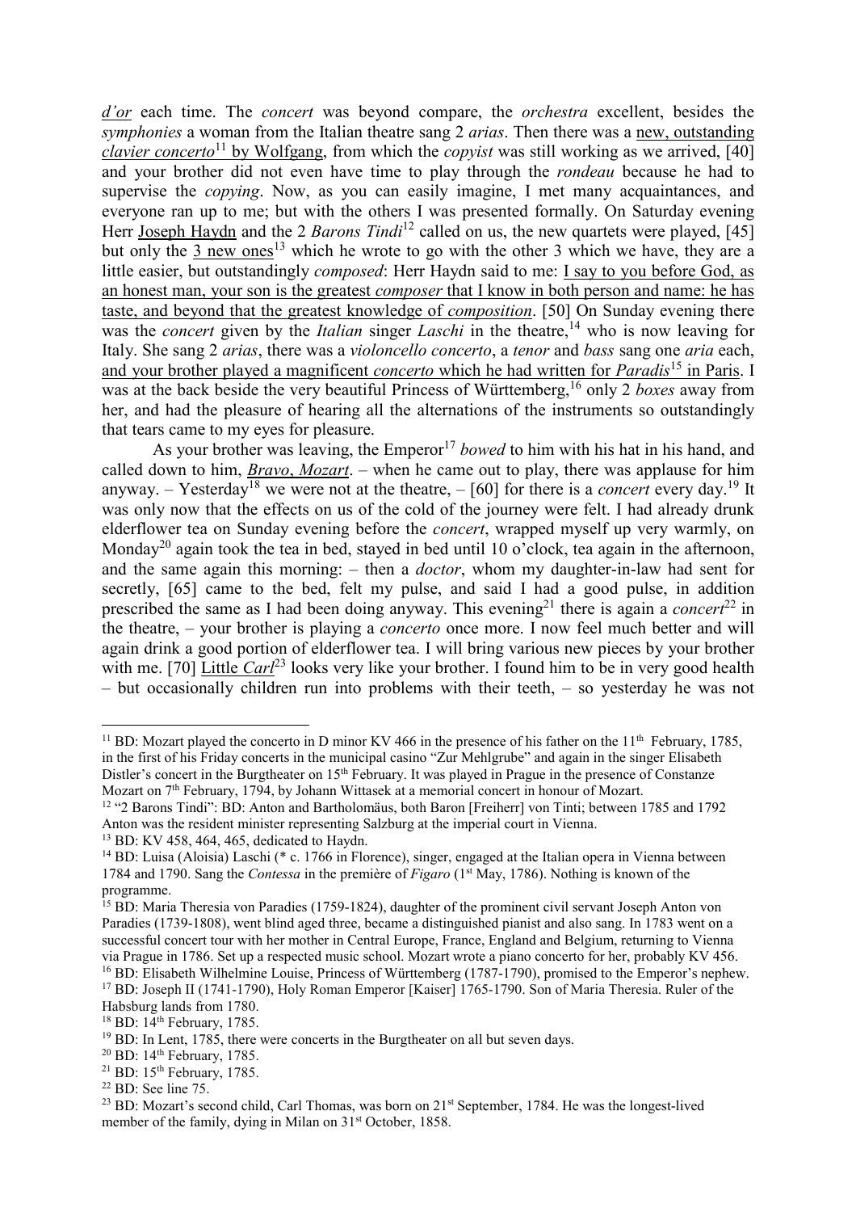*d'or* each time. The *concert* was beyond compare, the *orchestra* excellent, besides the *symphonies* a woman from the Italian theatre sang 2 *arias*. Then there was a new, outstanding *clavier concerto*[11] by Wolfgang, from which the *copyist* was still working as we arrived, [40] and your brother did not even have time to play through the *rondeau* because he had to supervise the *copying*. Now, as you can easily imagine, I met many acquaintances, and everyone ran up to me; but with the others I was presented formally. On Saturday evening Herr Joseph Haydn and the 2 *Barons Tindi*[12] called on us, the new quartets were played, [45] but only the 3 new ones[13] which he wrote to go with the other 3 which we have, they are a little easier, but outstandingly *composed*: Herr Haydn said to me: I say to you before God, as an honest man, your son is the greatest *composer* that I know in both person and name: he has taste, and beyond that the greatest knowledge of *composition*. [50] On Sunday evening there was the *concert* given by the *Italian* singer *Laschi* in the theatre,[14] who is now leaving for Italy. She sang 2 *arias*, there was a *violoncello concerto*, a *tenor* and *bass* sang one *aria* each, and your brother played a magnificent *concerto* which he had written for *Paradis*[15] in Paris. I was at the back beside the very beautiful Princess of Württemberg,[16] only 2 *boxes* away from her, and had the pleasure of hearing all the alternations of the instruments so outstandingly that tears came to my eyes for pleasure.

As your brother was leaving, the Emperor[17] *bowed* to him with his hat in his hand, and called down to him, *Bravo*, *Mozart*. – when he came out to play, there was applause for him anyway. – Yesterday[18] we were not at the theatre, – [60] for there is a *concert* every day.[19] It was only now that the effects on us of the cold of the journey were felt. I had already drunk elderflower tea on Sunday evening before the *concert*, wrapped myself up very warmly, on Monday[20] again took the tea in bed, stayed in bed until 10 o'clock, tea again in the afternoon, and the same again this morning: – then a *doctor*, whom my daughter-in-law had sent for secretly, [65] came to the bed, felt my pulse, and said I had a good pulse, in addition prescribed the same as I had been doing anyway. This evening[21] there is again a *concert*[22] in the theatre, – your brother is playing a *concerto* once more. I now feel much better and will again drink a good portion of elderflower tea. I will bring various new pieces by your brother with me. [70] Little *Carl*[23] looks very like your brother. I found him to be in very good health – but occasionally children run into problems with their teeth, – so yesterday he was not

---

[11] BD: Mozart played the concerto in D minor KV 466 in the presence of his father on the 11th February, 1785, in the first of his Friday concerts in the municipal casino "Zur Mehlgrube" and again in the singer Elisabeth Distler's concert in the Burgtheater on 15th February. It was played in Prague in the presence of Constanze Mozart on 7th February, 1794, by Johann Wittasek at a memorial concert in honour of Mozart.

[12] "2 Barons Tindi": BD: Anton and Bartholomäus, both Baron [Freiherr] von Tinti; between 1785 and 1792 Anton was the resident minister representing Salzburg at the imperial court in Vienna.

[13] BD: KV 458, 464, 465, dedicated to Haydn.

[14] BD: Luisa (Aloisia) Laschi (* c. 1766 in Florence), singer, engaged at the Italian opera in Vienna between 1784 and 1790. Sang the *Contessa* in the première of *Figaro* (1st May, 1786). Nothing is known of the programme.

[15] BD: Maria Theresia von Paradies (1759-1824), daughter of the prominent civil servant Joseph Anton von Paradies (1739-1808), went blind aged three, became a distinguished pianist and also sang. In 1783 went on a successful concert tour with her mother in Central Europe, France, England and Belgium, returning to Vienna via Prague in 1786. Set up a respected music school. Mozart wrote a piano concerto for her, probably KV 456.

[16] BD: Elisabeth Wilhelmine Louise, Princess of Württemberg (1787-1790), promised to the Emperor's nephew.

[17] BD: Joseph II (1741-1790), Holy Roman Emperor [Kaiser] 1765-1790. Son of Maria Theresia. Ruler of the Habsburg lands from 1780.

[18] BD: 14th February, 1785.

[19] BD: In Lent, 1785, there were concerts in the Burgtheater on all but seven days.

[20] BD: 14th February, 1785.

[21] BD: 15th February, 1785.

[22] BD: See line 75.

[23] BD: Mozart's second child, Carl Thomas, was born on 21st September, 1784. He was the longest-lived member of the family, dying in Milan on 31st October, 1858.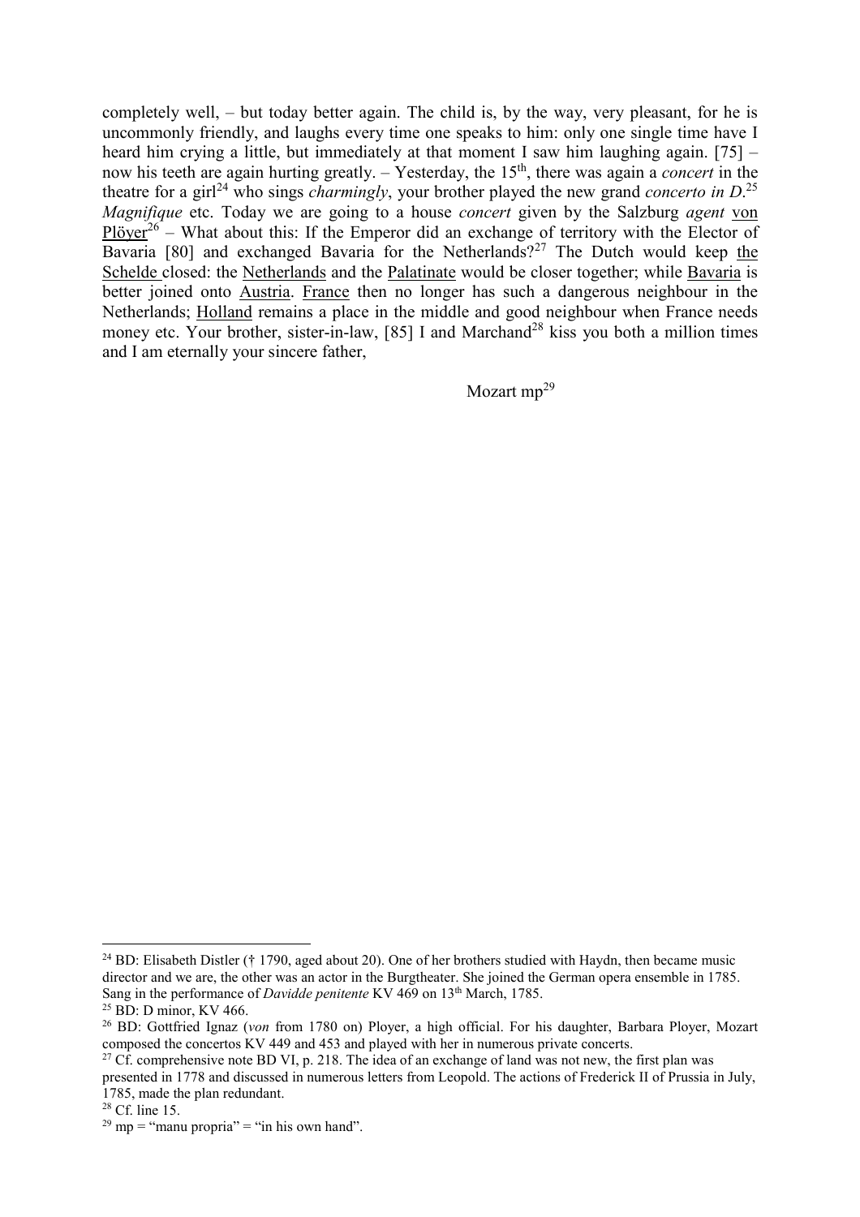completely well, – but today better again. The child is, by the way, very pleasant, for he is uncommonly friendly, and laughs every time one speaks to him: only one single time have I heard him crying a little, but immediately at that moment I saw him laughing again. [75] – now his teeth are again hurting greatly. – Yesterday, the 15th, there was again a *concert* in the theatre for a girl[24] who sings *charmingly*, your brother played the new grand *concerto in D*.[25] *Magnifique* etc. Today we are going to a house *concert* given by the Salzburg *agent* von Plöyer[26] – What about this: If the Emperor did an exchange of territory with the Elector of Bavaria [80] and exchanged Bavaria for the Netherlands?[27] The Dutch would keep the Schelde closed: the Netherlands and the Palatinate would be closer together; while Bavaria is better joined onto Austria. France then no longer has such a dangerous neighbour in the Netherlands; Holland remains a place in the middle and good neighbour when France needs money etc. Your brother, sister-in-law, [85] I and Marchand[28] kiss you both a million times and I am eternally your sincere father,

Mozart mp[29]

---

[24] BD: Elisabeth Distler († 1790, aged about 20). One of her brothers studied with Haydn, then became music director and we are, the other was an actor in the Burgtheater. She joined the German opera ensemble in 1785. Sang in the performance of *Davidde penitente* KV 469 on 13th March, 1785.

[25] BD: D minor, KV 466.

[26] BD: Gottfried Ignaz (*von* from 1780 on) Ployer, a high official. For his daughter, Barbara Ployer, Mozart composed the concertos KV 449 and 453 and played with her in numerous private concerts.

[27] Cf. comprehensive note BD VI, p. 218. The idea of an exchange of land was not new, the first plan was presented in 1778 and discussed in numerous letters from Leopold. The actions of Frederick II of Prussia in July, 1785, made the plan redundant.

[28] Cf. line 15.

[29] mp = "manu propria" = "in his own hand".